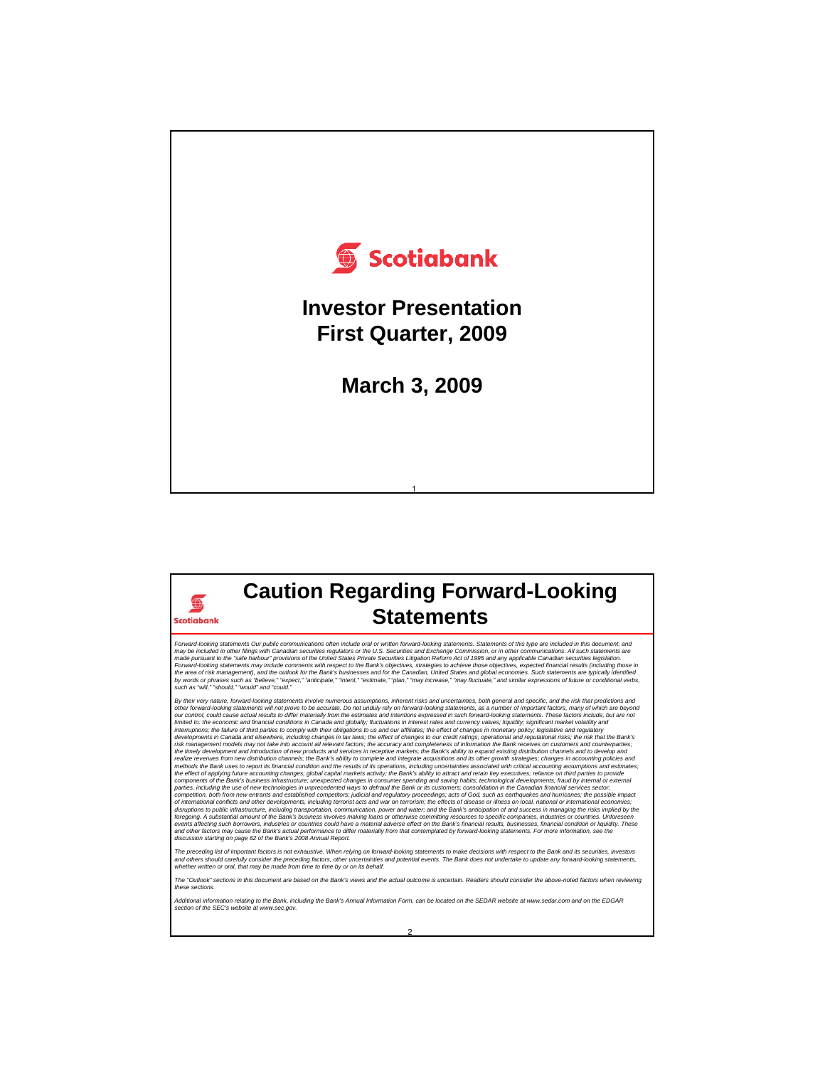Scotiabank

# Investor Presentation
# First Quarter, 2009

## March 3, 2009

---

Scotiabank

# Caution Regarding Forward-Looking Statements

*Forward-looking statements Our public communications often include oral or written forward-looking statements. Statements of this type are included in this document, and may be included in other filings with Canadian securities regulators or the U.S. Securities and Exchange Commission, or in other communications. All such statements are made pursuant to the "safe harbour" provisions of the United States Private Securities Litigation Reform Act of 1995 and any applicable Canadian securities legislation. Forward-looking statements may include comments with respect to the Bank's objectives, strategies to achieve those objectives, expected financial results (including those in the area of risk management), and the outlook for the Bank's businesses and for the Canadian, United States and global economies. Such statements are typically identified by words or phrases such as "believe," "expect," "anticipate," "intent," "estimate," "plan," "may increase," "may fluctuate," and similar expressions of future or conditional verbs, such as "will," "should," "would" and "could."*

*By their very nature, forward-looking statements involve numerous assumptions, inherent risks and uncertainties, both general and specific, and the risk that predictions and other forward-looking statements will not prove to be accurate. Do not unduly rely on forward-looking statements, as a number of important factors, many of which are beyond our control, could cause actual results to differ materially from the estimates and intentions expressed in such forward-looking statements. These factors include, but are not limited to: the economic and financial conditions in Canada and globally; fluctuations in interest rates and currency values; liquidity; significant market volatility and interruptions; the failure of third parties to comply with their obligations to us and our affiliates; the effect of changes in monetary policy; legislative and regulatory developments in Canada and elsewhere, including changes in tax laws; the effect of changes to our credit ratings; operational and reputational risks; the risk that the Bank's risk management models may not take into account all relevant factors; the accuracy and completeness of information the Bank receives on customers and counterparties; the timely development and introduction of new products and services in receptive markets; the Bank's ability to expand existing distribution channels and to develop and realize revenues from new distribution channels; the Bank's ability to complete and integrate acquisitions and its other growth strategies; changes in accounting policies and methods the Bank uses to report its financial condition and the results of its operations, including uncertainties associated with critical accounting assumptions and estimates; the effect of applying future accounting changes; global capital markets activity; the Bank's ability to attract and retain key executives; reliance on third parties to provide components of the Bank's business infrastructure; unexpected changes in consumer spending and saving habits; technological developments; fraud by internal or external parties, including the use of new technologies in unprecedented ways to defraud the Bank or its customers; consolidation in the Canadian financial services sector; competition, both from new entrants and established competitors; judicial and regulatory proceedings; acts of God, such as earthquakes and hurricanes; the possible impact of international conflicts and other developments, including terrorist acts and war on terrorism; the effects of disease or illness on local, national or international economies; disruptions to public infrastructure, including transportation, communication, power and water; and the Bank's anticipation of and success in managing the risks implied by the foregoing. A substantial amount of the Bank's business involves making loans or otherwise committing resources to specific companies, industries or countries. Unforeseen events affecting such borrowers, industries or countries could have a material adverse effect on the Bank's financial results, businesses, financial condition or liquidity. These and other factors may cause the Bank's actual performance to differ materially from that contemplated by forward-looking statements. For more information, see the discussion starting on page 62 of the Bank's 2008 Annual Report.*

*The preceding list of important factors is not exhaustive. When relying on forward-looking statements to make decisions with respect to the Bank and its securities, investors and others should carefully consider the preceding factors, other uncertainties and potential events. The Bank does not undertake to update any forward-looking statements, whether written or oral, that may be made from time to time by or on its behalf.*

*The "Outlook" sections in this document are based on the Bank's views and the actual outcome is uncertain. Readers should consider the above-noted factors when reviewing these sections.*

*Additional information relating to the Bank, including the Bank's Annual Information Form, can be located on the SEDAR website at www.sedar.com and on the EDGAR section of the SEC's website at www.sec.gov.*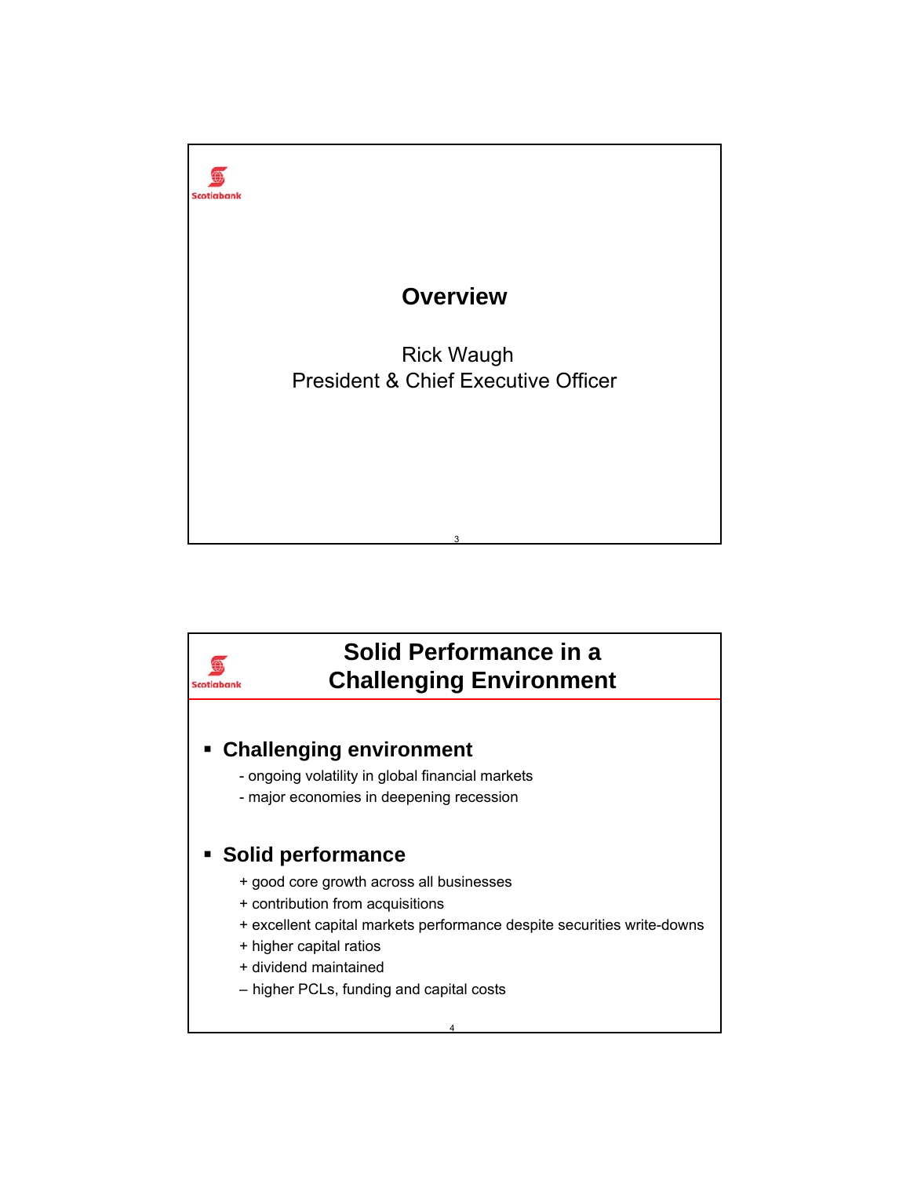# Overview

Rick Waugh
President & Chief Executive Officer

# Solid Performance in a Challenging Environment

- **Challenging environment**
  - ongoing volatility in global financial markets
  - major economies in deepening recession

- **Solid performance**
  - \+ good core growth across all businesses
  - \+ contribution from acquisitions
  - \+ excellent capital markets performance despite securities write-downs
  - \+ higher capital ratios
  - \+ dividend maintained
  - – higher PCLs, funding and capital costs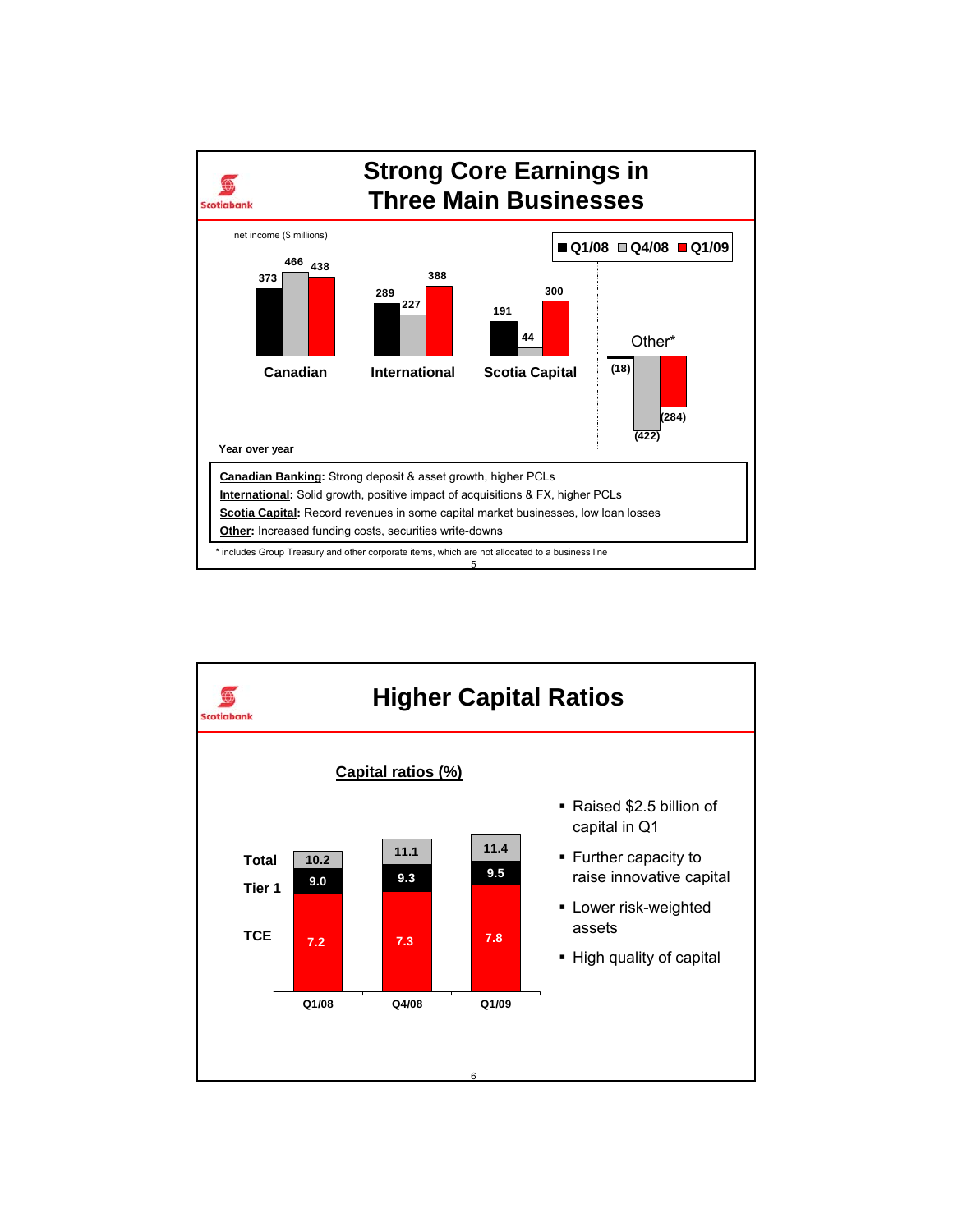Scotiabank

## Strong Core Earnings in Three Main Businesses

net income ($ millions)

Q1/08 Q4/08 Q1/09

373 466 438

Canadian

289 227 388

International

191 44 300

Scotia Capital

Other*

(18) (422) (284)

Year over year

**Canadian Banking:** Strong deposit & asset growth, higher PCLs
**International:** Solid growth, positive impact of acquisitions & FX, higher PCLs
**Scotia Capital:** Record revenues in some capital market businesses, low loan losses
**Other:** Increased funding costs, securities write-downs

* includes Group Treasury and other corporate items, which are not allocated to a business line

Scotiabank

## Higher Capital Ratios

Capital ratios (%)

Total
Tier 1
TCE

Q1/08: 10.2, 9.0, 7.2
Q4/08: 11.1, 9.3, 7.3
Q1/09: 11.4, 9.5, 7.8

- Raised $2.5 billion of capital in Q1
- Further capacity to raise innovative capital
- Lower risk-weighted assets
- High quality of capital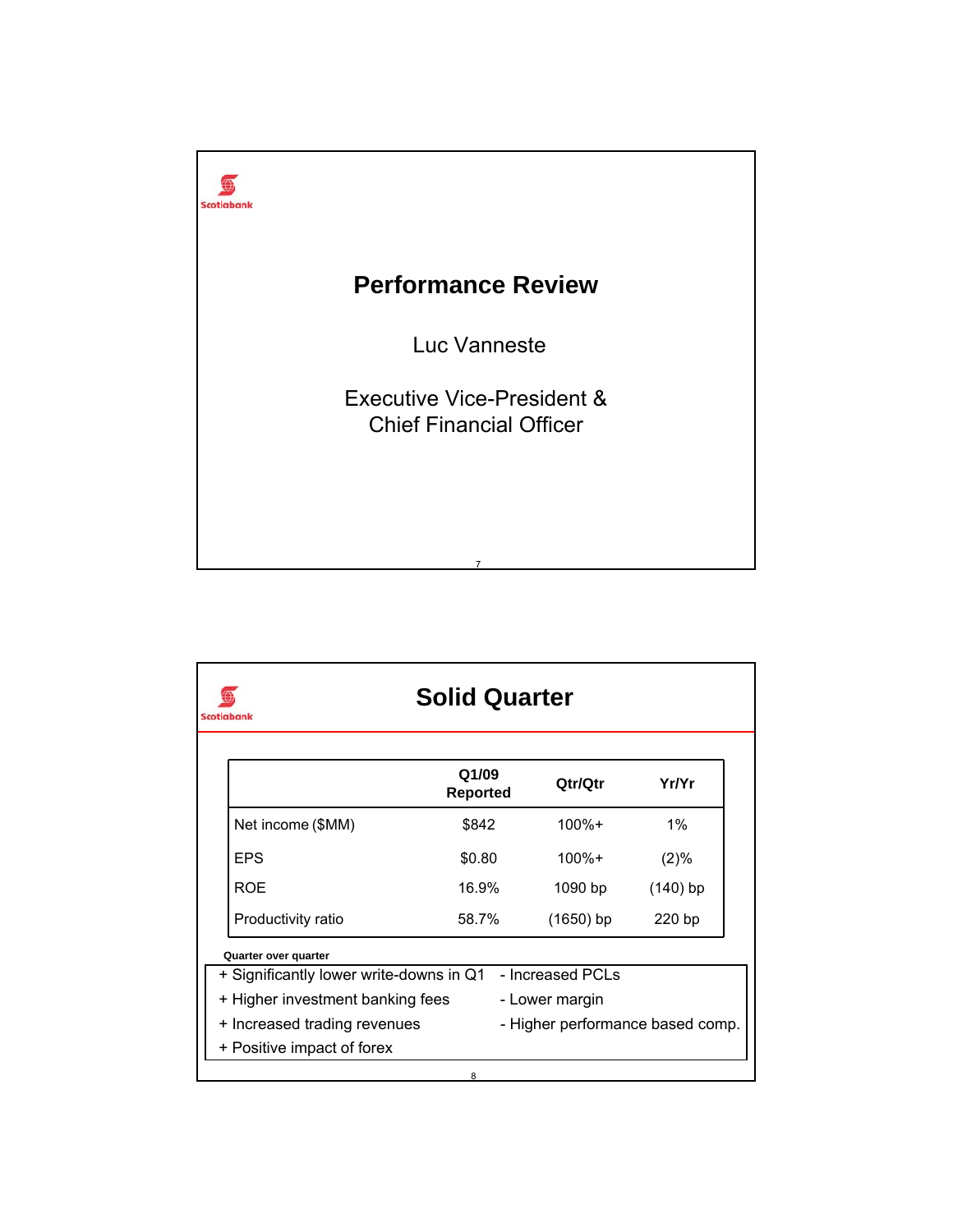Scotiabank

# Performance Review

Luc Vanneste

Executive Vice-President &
Chief Financial Officer

Scotiabank

# Solid Quarter

| | Q1/09 Reported | Qtr/Qtr | Yr/Yr |
|---|---|---|---|
| Net income ($MM) | $842 | 100%+ | 1% |
| EPS | $0.80 | 100%+ | (2)% |
| ROE | 16.9% | 1090 bp | (140) bp |
| Productivity ratio | 58.7% | (1650) bp | 220 bp |

**Quarter over quarter**

| | |
|---|---|
| + Significantly lower write-downs in Q1 | - Increased PCLs |
| + Higher investment banking fees | - Lower margin |
| + Increased trading revenues | - Higher performance based comp. |
| + Positive impact of forex | |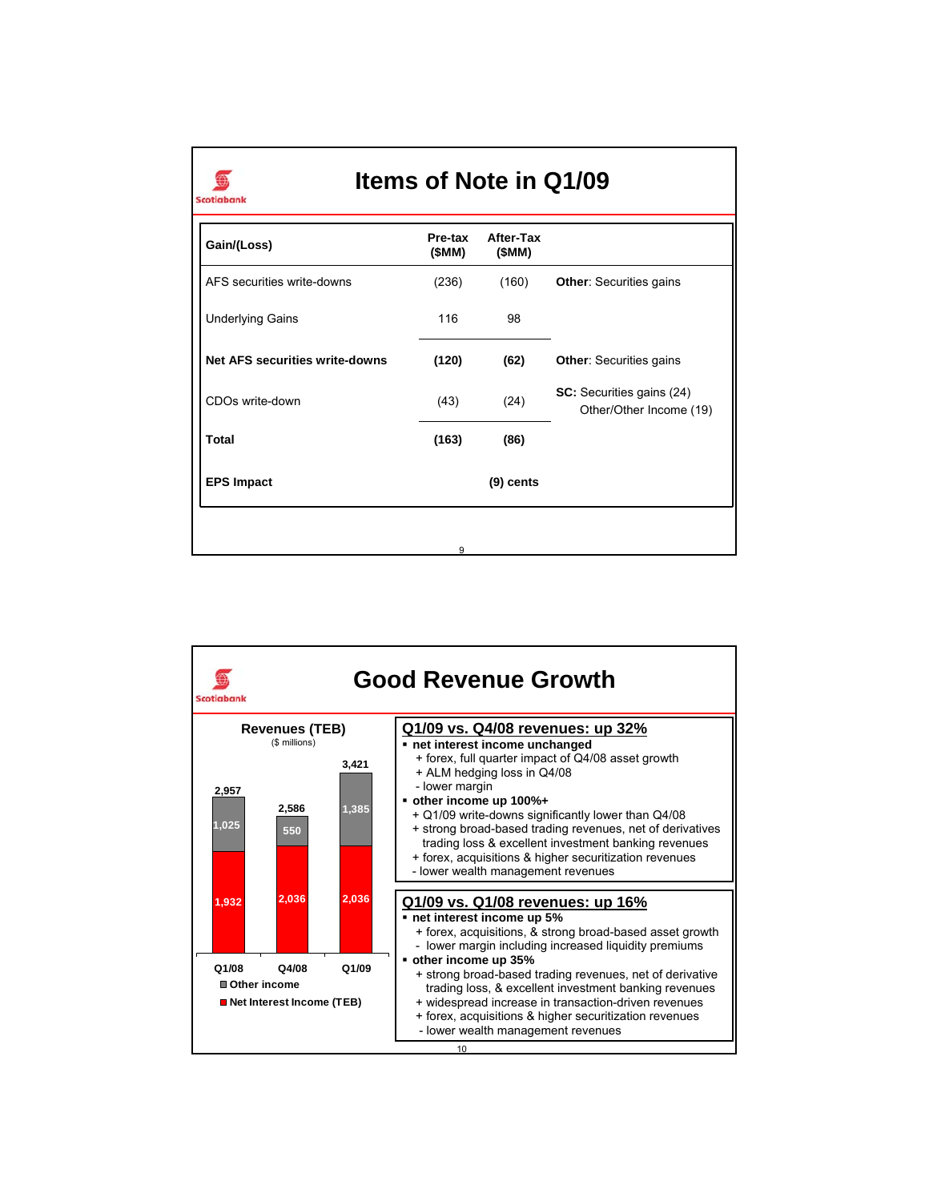# Items of Note in Q1/09

| Gain/(Loss) | Pre-tax ($MM) | After-Tax ($MM) | |
|---|---|---|---|
| AFS securities write-downs | (236) | (160) | **Other**: Securities gains |
| Underlying Gains | 116 | 98 | |
| **Net AFS securities write-downs** | **(120)** | **(62)** | **Other**: Securities gains |
| CDOs write-down | (43) | (24) | **SC:** Securities gains (24) Other/Other Income (19) |
| **Total** | **(163)** | **(86)** | |
| **EPS Impact** | | **(9) cents** | |

# Good Revenue Growth

**Revenues (TEB)**
($ millions)

2,957
1,025
1,932
Q1/08

2,586
550
2,036
Q4/08

3,421
1,385
2,036
Q1/09

Other income
Net Interest Income (TEB)

## Q1/09 vs. Q4/08 revenues: up 32%

- **net interest income unchanged**
  - \+ forex, full quarter impact of Q4/08 asset growth
  - \+ ALM hedging loss in Q4/08
  - \- lower margin
- **other income up 100%+**
  - \+ Q1/09 write-downs significantly lower than Q4/08
  - \+ strong broad-based trading revenues, net of derivatives trading loss & excellent investment banking revenues
  - \+ forex, acquisitions & higher securitization revenues
  - \- lower wealth management revenues

## Q1/09 vs. Q1/08 revenues: up 16%

- **net interest income up 5%**
  - \+ forex, acquisitions, & strong broad-based asset growth
  - \- lower margin including increased liquidity premiums
- **other income up 35%**
  - \+ strong broad-based trading revenues, net of derivative trading loss, & excellent investment banking revenues
  - \+ widespread increase in transaction-driven revenues
  - \+ forex, acquisitions & higher securitization revenues
  - \- lower wealth management revenues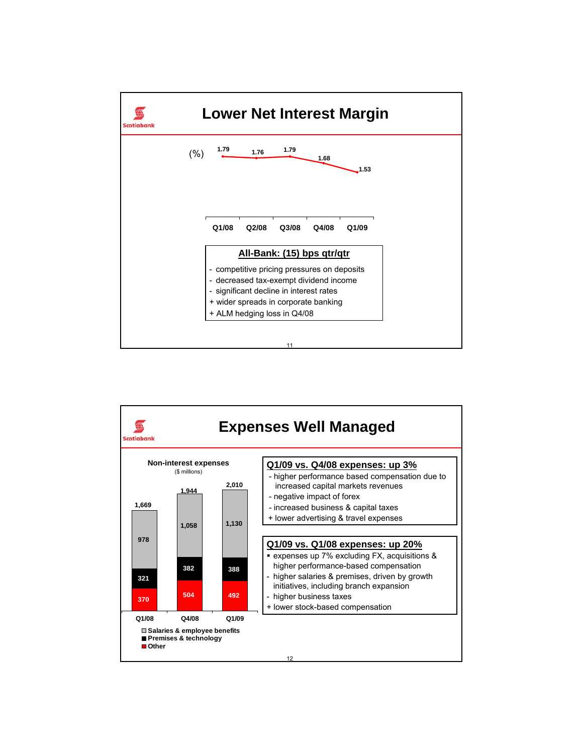Scotiabank

# Lower Net Interest Margin

(%)

1.79
1.76
1.79
1.68
1.53

Q1/08 Q2/08 Q3/08 Q4/08 Q1/09

**All-Bank: (15) bps qtr/qtr**

- competitive pricing pressures on deposits
- decreased tax-exempt dividend income
- significant decline in interest rates
+ wider spreads in corporate banking
+ ALM hedging loss in Q4/08

Scotiabank

# Expenses Well Managed

**Non-interest expenses**
($ millions)

1,669
1,944
2,010

978
1,058
1,130

321
382
388

370
504
492

Q1/08 Q4/08 Q1/09

Salaries & employee benefits
Premises & technology
Other

**Q1/09 vs. Q4/08 expenses: up 3%**

- higher performance based compensation due to increased capital markets revenues
- negative impact of forex
- increased business & capital taxes
+ lower advertising & travel expenses

**Q1/09 vs. Q1/08 expenses: up 20%**

- ▪ expenses up 7% excluding FX, acquisitions & higher performance-based compensation
- higher salaries & premises, driven by growth initiatives, including branch expansion
- higher business taxes
+ lower stock-based compensation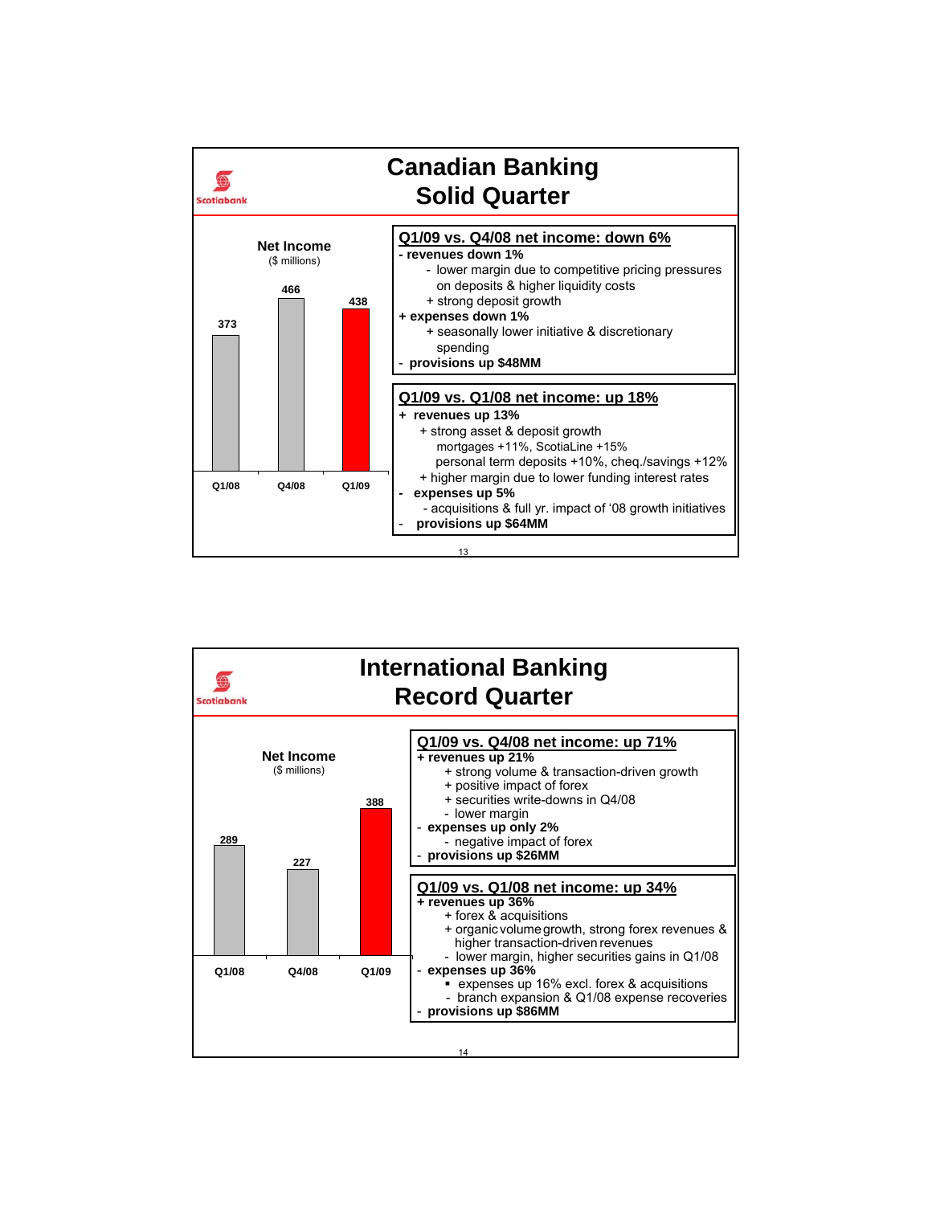# Canadian Banking
## Solid Quarter

Net Income
($ millions)

373
466
438

Q1/08
Q4/08
Q1/09

**Q1/09 vs. Q4/08 net income: down 6%**

- **revenues down 1%**
  - lower margin due to competitive pricing pressures on deposits & higher liquidity costs
  - + strong deposit growth
- **+ expenses down 1%**
  - + seasonally lower initiative & discretionary spending
- **provisions up $48MM**

**Q1/09 vs. Q1/08 net income: up 18%**

- **+ revenues up 13%**
  - + strong asset & deposit growth
    - mortgages +11%, ScotiaLine +15%
    - personal term deposits +10%, cheq./savings +12%
  - + higher margin due to lower funding interest rates
- **expenses up 5%**
  - acquisitions & full yr. impact of '08 growth initiatives
- **provisions up $64MM**

# International Banking
## Record Quarter

Net Income
($ millions)

289
227
388

Q1/08
Q4/08
Q1/09

**Q1/09 vs. Q4/08 net income: up 71%**

- **+ revenues up 21%**
  - + strong volume & transaction-driven growth
  - + positive impact of forex
  - + securities write-downs in Q4/08
  - lower margin
- **expenses up only 2%**
  - negative impact of forex
- **provisions up $26MM**

**Q1/09 vs. Q1/08 net income: up 34%**

- **+ revenues up 36%**
  - + forex & acquisitions
  - + organic volume growth, strong forex revenues & higher transaction-driven revenues
  - lower margin, higher securities gains in Q1/08
- **expenses up 36%**
  - expenses up 16% excl. forex & acquisitions
  - branch expansion & Q1/08 expense recoveries
- **provisions up $86MM**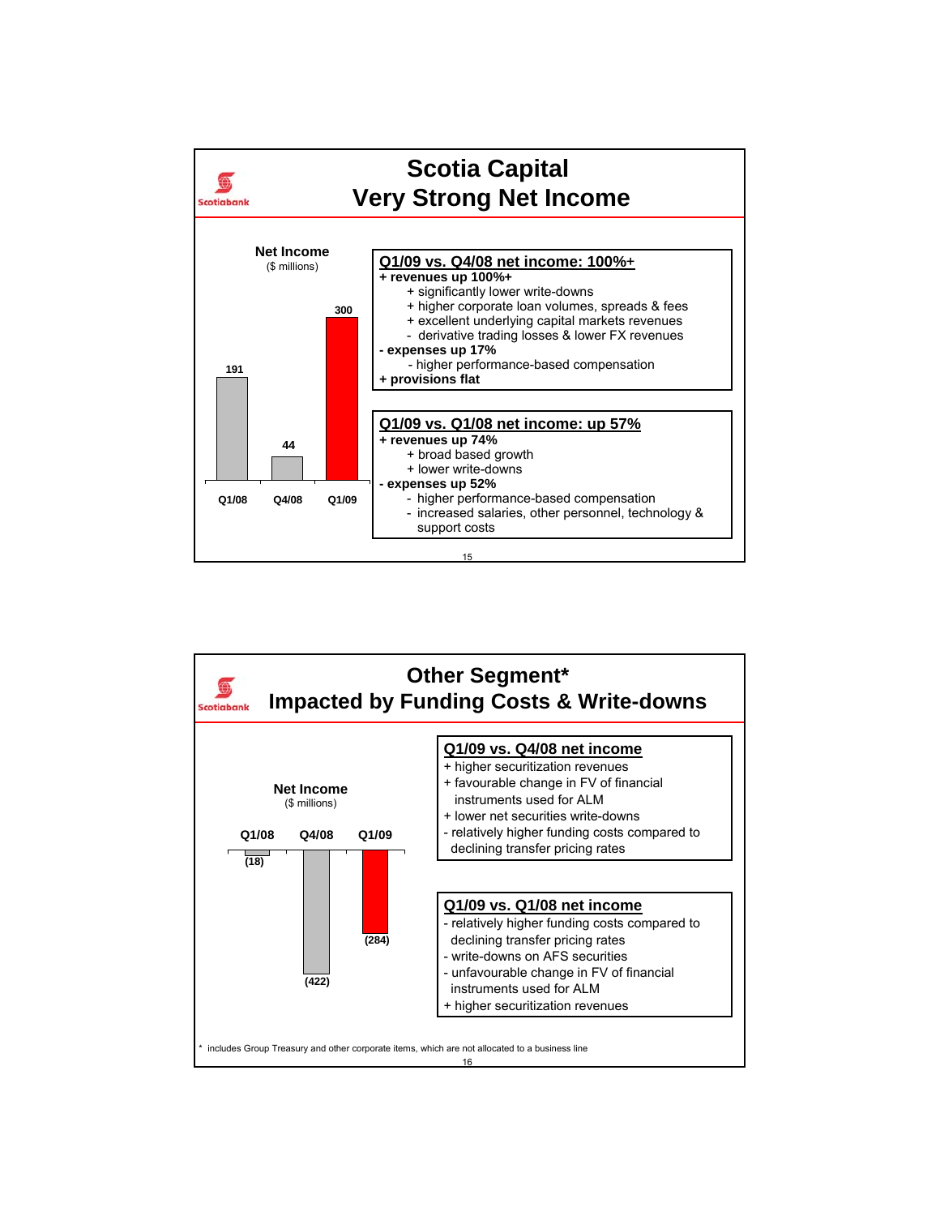# Scotia Capital
# Very Strong Net Income

**Net Income**
($ millions)

191
44
300

Q1/08
Q4/08
Q1/09

**Q1/09 vs. Q4/08 net income: 100%+**

**+ revenues up 100%+**
- + significantly lower write-downs
- + higher corporate loan volumes, spreads & fees
- + excellent underlying capital markets revenues
- - derivative trading losses & lower FX revenues

**- expenses up 17%**
- - higher performance-based compensation

**+ provisions flat**

**Q1/09 vs. Q1/08 net income: up 57%**

**+ revenues up 74%**
- + broad based growth
- + lower write-downs

**- expenses up 52%**
- - higher performance-based compensation
- - increased salaries, other personnel, technology & support costs

# Other Segment*
# Impacted by Funding Costs & Write-downs

**Net Income**
($ millions)

Q1/08
Q4/08
Q1/09

(18)
(422)
(284)

**Q1/09 vs. Q4/08 net income**

+ higher securitization revenues
+ favourable change in FV of financial instruments used for ALM
+ lower net securities write-downs
- relatively higher funding costs compared to declining transfer pricing rates

**Q1/09 vs. Q1/08 net income**

- relatively higher funding costs compared to declining transfer pricing rates
- write-downs on AFS securities
- unfavourable change in FV of financial instruments used for ALM
+ higher securitization revenues

\* includes Group Treasury and other corporate items, which are not allocated to a business line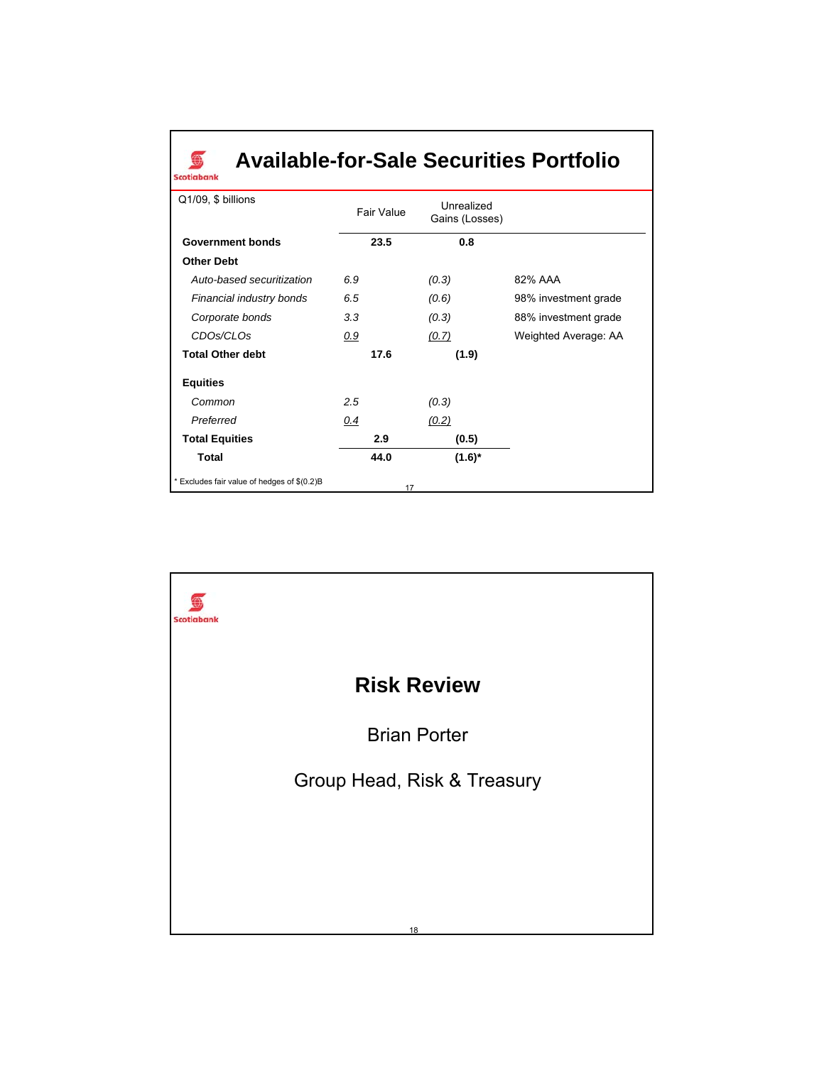# Available-for-Sale Securities Portfolio

| Q1/09, $ billions | | Fair Value | | Unrealized Gains (Losses) | |
|---|---|---|---|---|---|
| **Government bonds** | | **23.5** | | **0.8** | |
| **Other Debt** | | | | | |
| *Auto-based securitization* | *6.9* | | *(0.3)* | | 82% AAA |
| *Financial industry bonds* | *6.5* | | *(0.6)* | | 98% investment grade |
| *Corporate bonds* | *3.3* | | *(0.3)* | | 88% investment grade |
| *CDOs/CLOs* | *0.9* | | *(0.7)* | | Weighted Average: AA |
| **Total Other debt** | | **17.6** | | **(1.9)** | |
| **Equities** | | | | | |
| *Common* | *2.5* | | *(0.3)* | | |
| *Preferred* | *0.4* | | *(0.2)* | | |
| **Total Equities** | | **2.9** | | **(0.5)** | |
| **Total** | | **44.0** | | **(1.6)*** | |

* Excludes fair value of hedges of $(0.2)B

# Risk Review

Brian Porter

Group Head, Risk & Treasury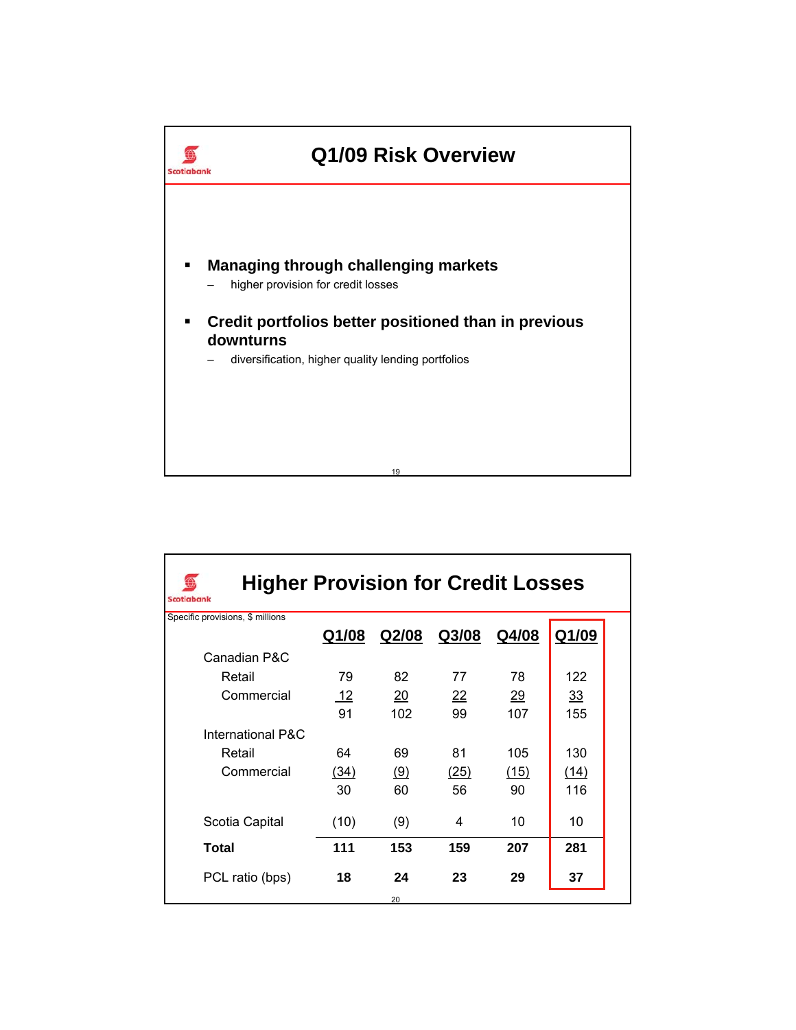# Q1/09 Risk Overview

- **Managing through challenging markets**
  - higher provision for credit losses
- **Credit portfolios better positioned than in previous downturns**
  - diversification, higher quality lending portfolios

# Higher Provision for Credit Losses

Specific provisions, $ millions

| | Q1/08 | Q2/08 | Q3/08 | Q4/08 | Q1/09 |
|---|---|---|---|---|---|
| Canadian P&C | | | | | |
| Retail | 79 | 82 | 77 | 78 | 122 |
| Commercial | 12 | 20 | 22 | 29 | 33 |
| | 91 | 102 | 99 | 107 | 155 |
| International P&C | | | | | |
| Retail | 64 | 69 | 81 | 105 | 130 |
| Commercial | (34) | (9) | (25) | (15) | (14) |
| | 30 | 60 | 56 | 90 | 116 |
| Scotia Capital | (10) | (9) | 4 | 10 | 10 |
| **Total** | **111** | **153** | **159** | **207** | **281** |
| PCL ratio (bps) | **18** | **24** | **23** | **29** | **37** |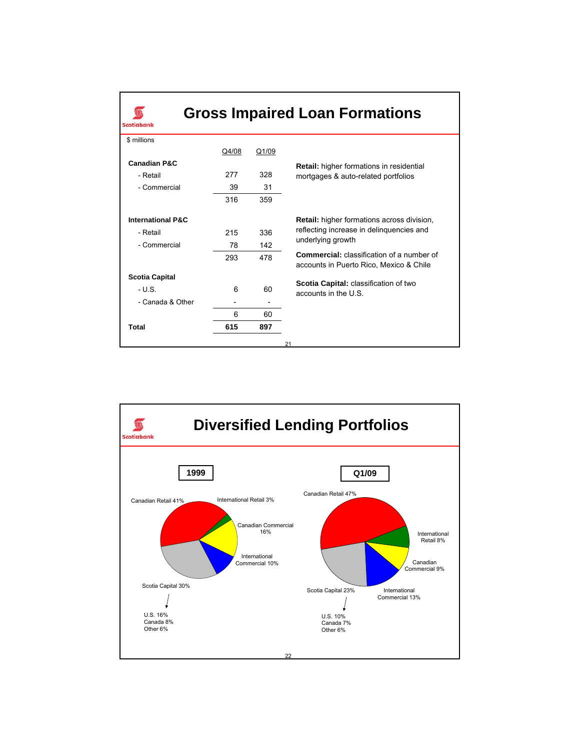## Gross Impaired Loan Formations

$ millions

| | Q4/08 | Q1/09 |
|---|---|---|
| **Canadian P&C** | | |
| - Retail | 277 | 328 |
| - Commercial | 39 | 31 |
| | 316 | 359 |
| **International P&C** | | |
| - Retail | 215 | 336 |
| - Commercial | 78 | 142 |
| | 293 | 478 |
| **Scotia Capital** | | |
| - U.S. | 6 | 60 |
| - Canada & Other | - | - |
| | 6 | 60 |
| **Total** | **615** | **897** |

**Retail:** higher formations in residential mortgages & auto-related portfolios

**Retail:** higher formations across division, reflecting increase in delinquencies and underlying growth

**Commercial:** classification of a number of accounts in Puerto Rico, Mexico & Chile

**Scotia Capital:** classification of two accounts in the U.S.

## Diversified Lending Portfolios

**1999**

Canadian Retail 41%
International Retail 3%
Canadian Commercial 16%
International Commercial 10%
Scotia Capital 30%
U.S. 16%
Canada 8%
Other 6%

**Q1/09**

Canadian Retail 47%
International Retail 8%
Canadian Commercial 9%
International Commercial 13%
Scotia Capital 23%
U.S. 10%
Canada 7%
Other 6%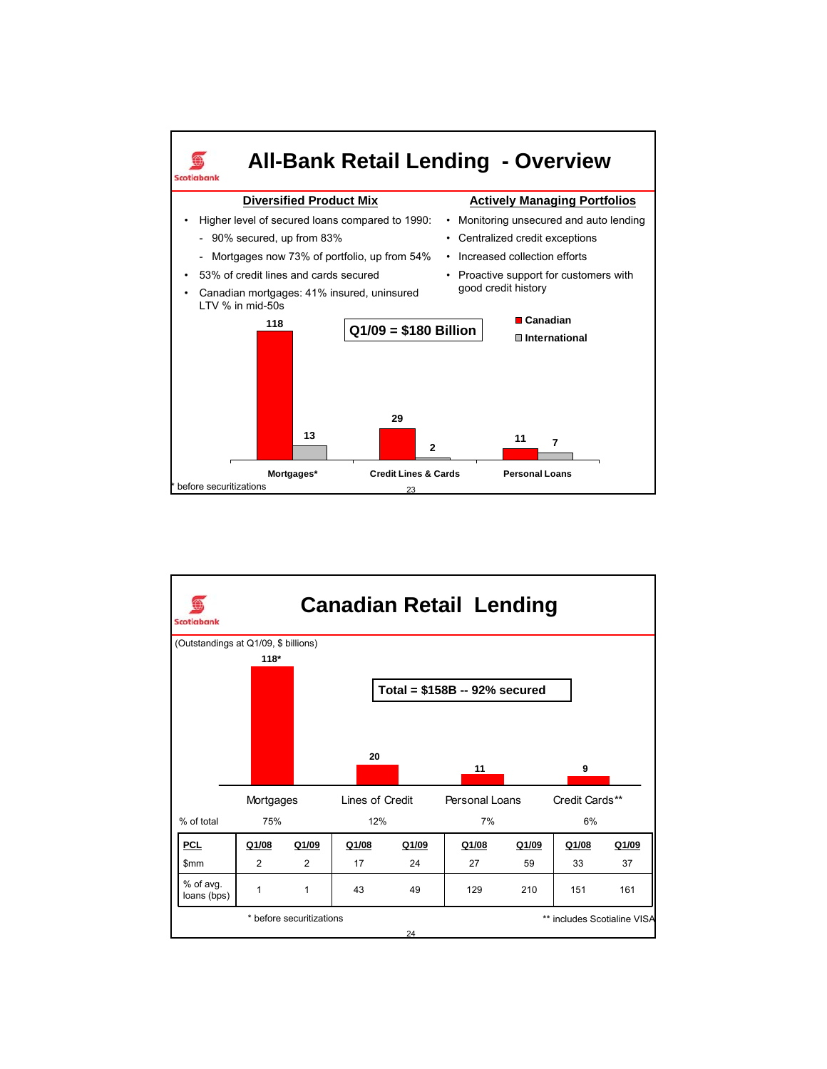# All-Bank Retail Lending - Overview

**Diversified Product Mix**

- Higher level of secured loans compared to 1990:
  - 90% secured, up from 83%
  - Mortgages now 73% of portfolio, up from 54%
- 53% of credit lines and cards secured
- Canadian mortgages: 41% insured, uninsured LTV % in mid-50s

**Actively Managing Portfolios**

- Monitoring unsecured and auto lending
- Centralized credit exceptions
- Increased collection efforts
- Proactive support for customers with good credit history

**Q1/09 = $180 Billion**

Canadian
International

118
13
Mortgages*

29
2
Credit Lines & Cards

11
7
Personal Loans

* before securitizations

# Canadian Retail Lending

(Outstandings at Q1/09, $ billions)

**Total = $158B -- 92% secured**

118*
Mortgages

20
Lines of Credit

11
Personal Loans

9
Credit Cards**

| | Mortgages | | Lines of Credit | | Personal Loans | | Credit Cards** | |
|---|---|---|---|---|---|---|---|---|
| % of total | 75% | | 12% | | 7% | | 6% | |
| PCL | Q1/08 | Q1/09 | Q1/08 | Q1/09 | Q1/08 | Q1/09 | Q1/08 | Q1/09 |
| $mm | 2 | 2 | 17 | 24 | 27 | 59 | 33 | 37 |
| % of avg. loans (bps) | 1 | 1 | 43 | 49 | 129 | 210 | 151 | 161 |

\* before securitizations

** includes Scotialine VISA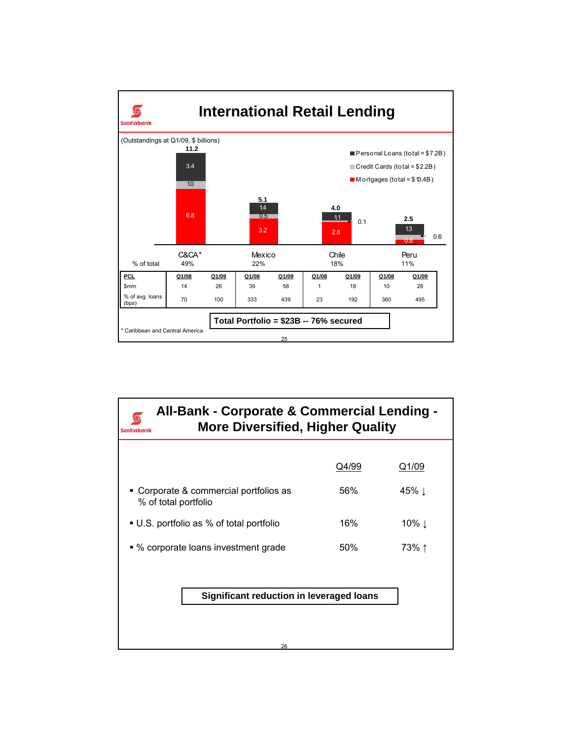# International Retail Lending

(Outstandings at Q1/09, $ billions)

■ Personal Loans (total = $7.2B)
■ Credit Cards (total = $2.2B)
■ Mortgages (total = $13.4B)

11.2
3.4
1.0
6.8

5.1
1.4
0.5
3.2

4.0
1.1
0.1
2.8

2.5
1.3
0.6
0.6

% of total
C&CA* 49%
Mexico 22%
Chile 18%
Peru 11%

| PCL | C&CA Q1/08 | C&CA Q1/09 | Mexico Q1/08 | Mexico Q1/09 | Chile Q1/08 | Chile Q1/09 | Peru Q1/08 | Peru Q1/09 |
|---|---|---|---|---|---|---|---|---|
| $mm | 14 | 26 | 39 | 58 | 1 | 18 | 10 | 28 |
| % of avg. loans (bps) | 70 | 100 | 333 | 439 | 23 | 192 | 360 | 495 |

**Total Portfolio = $23B -- 76% secured**

\* Caribbean and Central America

# All-Bank - Corporate & Commercial Lending - More Diversified, Higher Quality

| | Q4/99 | Q1/09 |
|---|---|---|
| ▪ Corporate & commercial portfolios as % of total portfolio | 56% | 45% ↓ |
| ▪ U.S. portfolio as % of total portfolio | 16% | 10% ↓ |
| ▪ % corporate loans investment grade | 50% | 73% ↑ |

**Significant reduction in leveraged loans**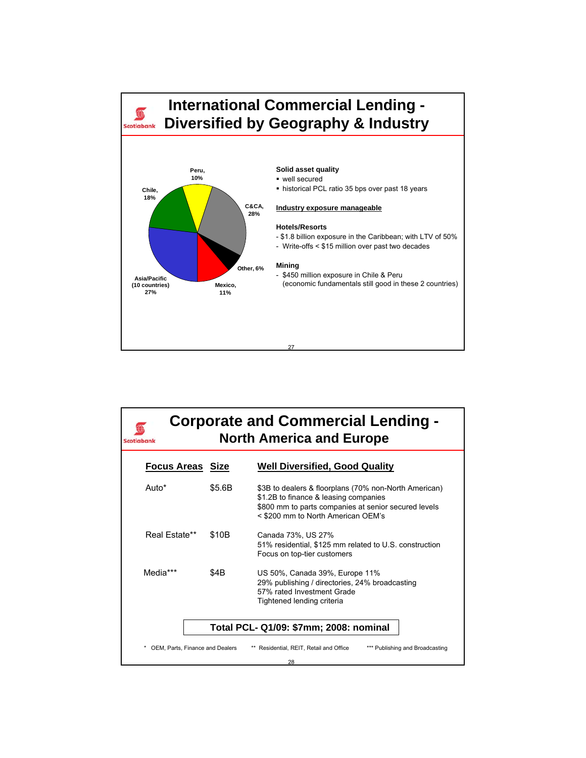# International Commercial Lending - Diversified by Geography & Industry

Peru, 10%
Chile, 18%
C&CA, 28%
Other, 6%
Asia/Pacific (10 countries) 27%
Mexico, 11%

**Solid asset quality**

- well secured
- historical PCL ratio 35 bps over past 18 years

**Industry exposure manageable**

**Hotels/Resorts**

- $1.8 billion exposure in the Caribbean; with LTV of 50%
- Write-offs < $15 million over past two decades

**Mining**

- $450 million exposure in Chile & Peru (economic fundamentals still good in these 2 countries)

# Corporate and Commercial Lending - North America and Europe

| Focus Areas | Size | Well Diversified, Good Quality |
|---|---|---|
| Auto* | $5.6B | $3B to dealers & floorplans (70% non-North American)<br>$1.2B to finance & leasing companies<br>$800 mm to parts companies at senior secured levels<br>< $200 mm to North American OEM's |
| Real Estate** | $10B | Canada 73%, US 27%<br>51% residential, $125 mm related to U.S. construction<br>Focus on top-tier customers |
| Media*** | $4B | US 50%, Canada 39%, Europe 11%<br>29% publishing / directories, 24% broadcasting<br>57% rated Investment Grade<br>Tightened lending criteria |

**Total PCL- Q1/09: $7mm; 2008: nominal**

\* OEM, Parts, Finance and Dealers ** Residential, REIT, Retail and Office *** Publishing and Broadcasting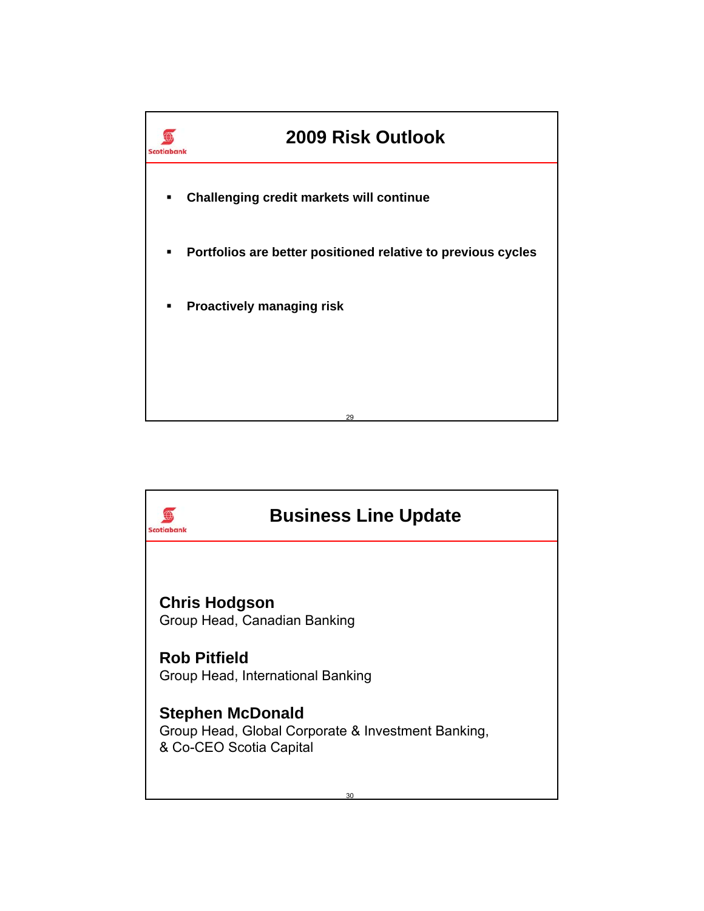## 2009 Risk Outlook

- **Challenging credit markets will continue**
- **Portfolios are better positioned relative to previous cycles**
- **Proactively managing risk**

## Business Line Update

**Chris Hodgson**
Group Head, Canadian Banking

**Rob Pitfield**
Group Head, International Banking

**Stephen McDonald**
Group Head, Global Corporate & Investment Banking,
& Co-CEO Scotia Capital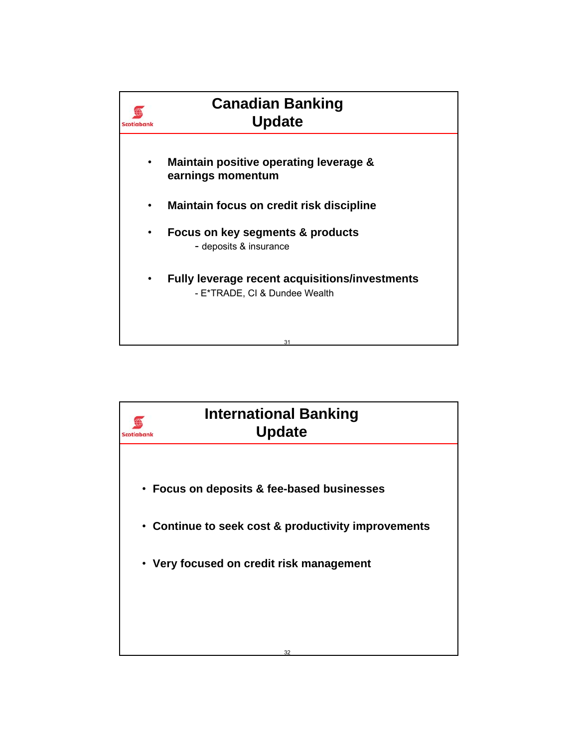## Canadian Banking Update

- **Maintain positive operating leverage & earnings momentum**
- **Maintain focus on credit risk discipline**
- **Focus on key segments & products**
  - deposits & insurance
- **Fully leverage recent acquisitions/investments**
  - E*TRADE, CI & Dundee Wealth

## International Banking Update

- **Focus on deposits & fee-based businesses**
- **Continue to seek cost & productivity improvements**
- **Very focused on credit risk management**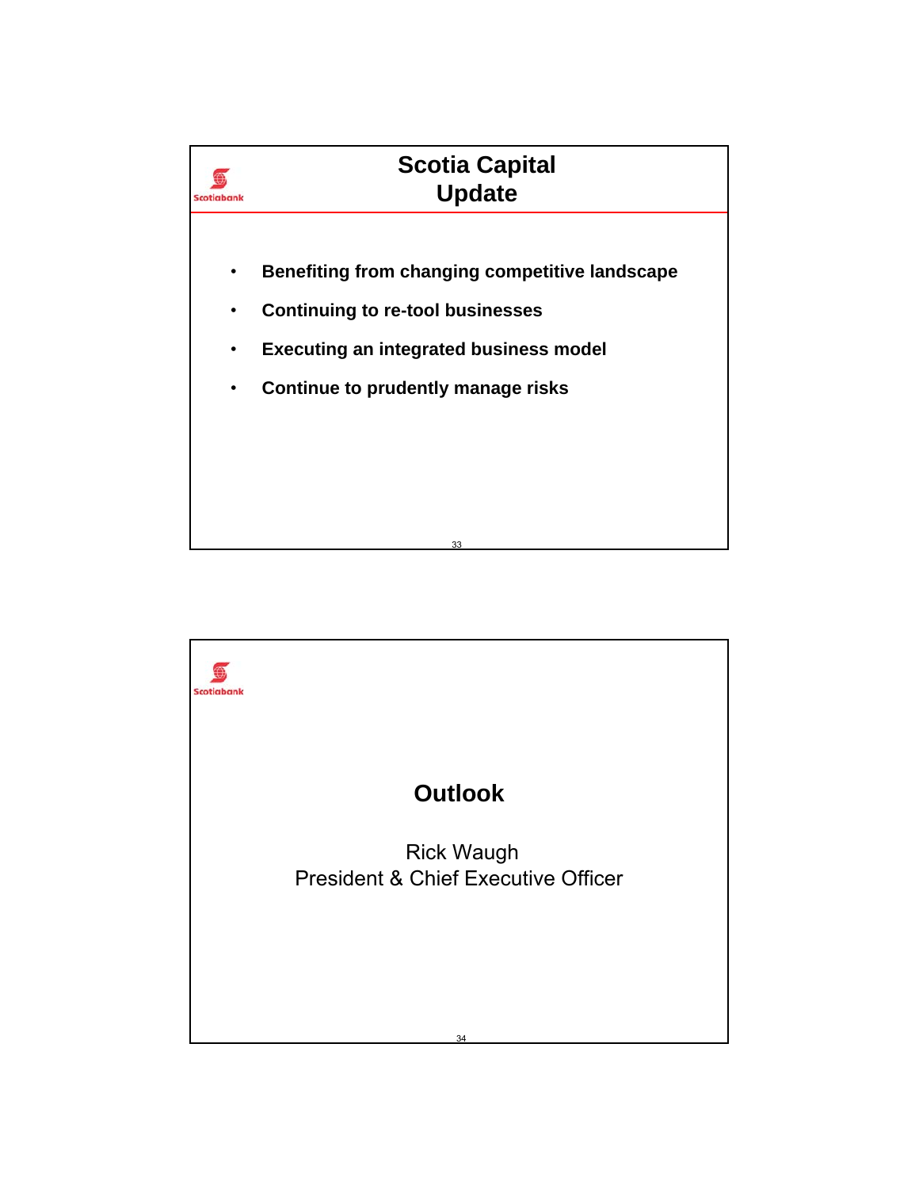## Scotia Capital Update

- Benefiting from changing competitive landscape
- Continuing to re-tool businesses
- Executing an integrated business model
- Continue to prudently manage risks

## Outlook

Rick Waugh
President & Chief Executive Officer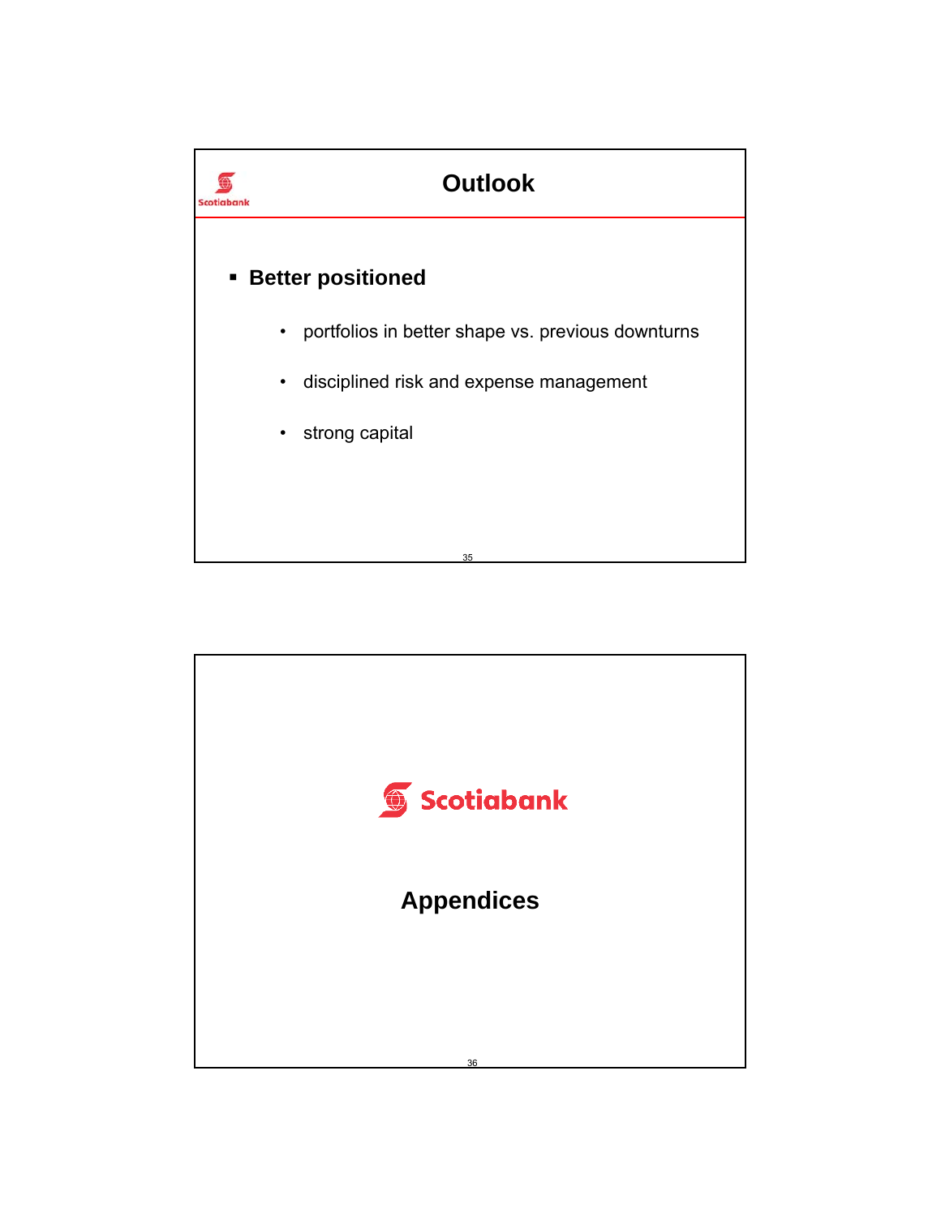# Outlook

- **Better positioned**
  - portfolios in better shape vs. previous downturns
  - disciplined risk and expense management
  - strong capital

Scotiabank

# Appendices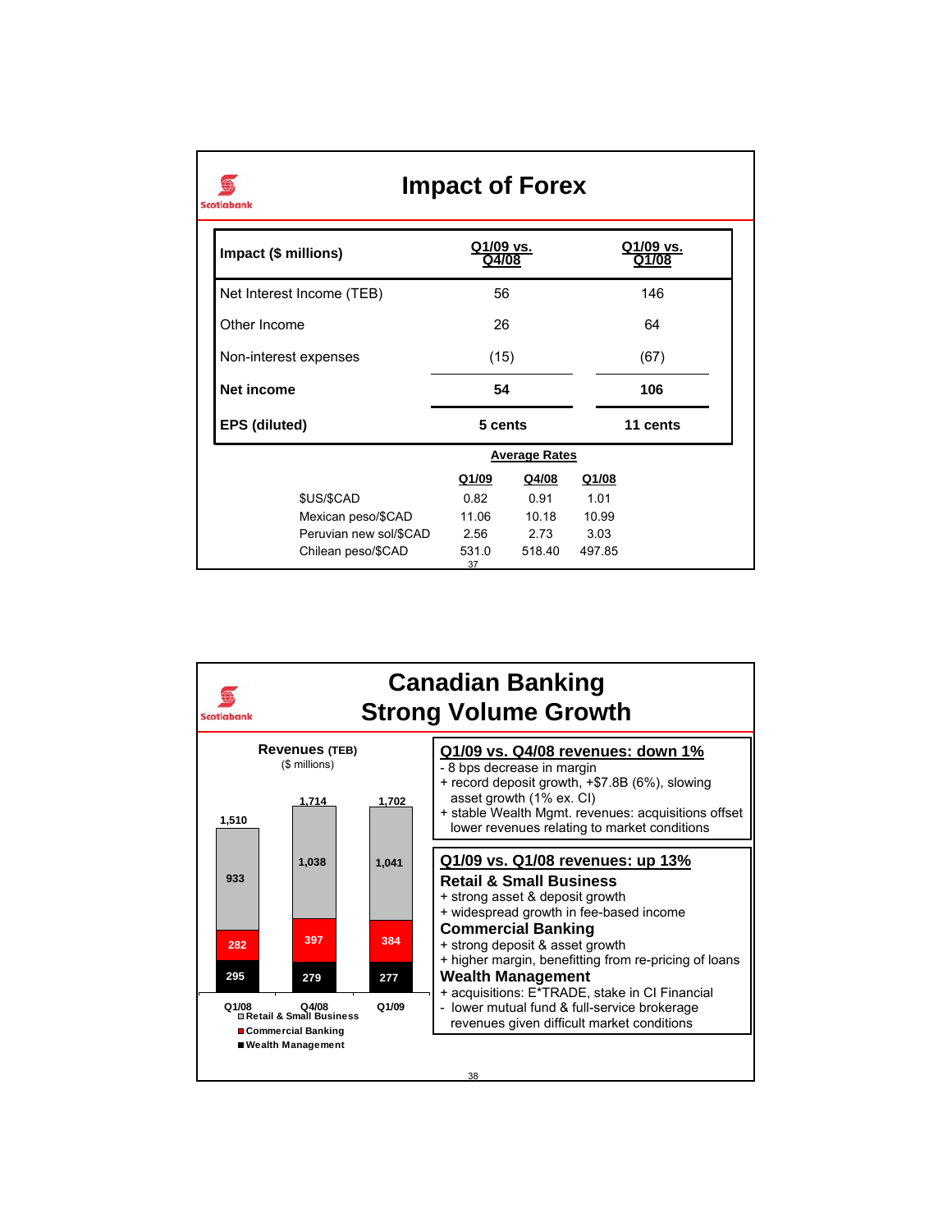## Impact of Forex

| Impact ($ millions) | Q1/09 vs. Q4/08 | Q1/09 vs. Q1/08 |
| --- | --- | --- |
| Net Interest Income (TEB) | 56 | 146 |
| Other Income | 26 | 64 |
| Non-interest expenses | (15) | (67) |
| **Net income** | **54** | **106** |
| **EPS (diluted)** | **5 cents** | **11 cents** |

**Average Rates**

| | Q1/09 | Q4/08 | Q1/08 |
| --- | --- | --- | --- |
| $US/$CAD | 0.82 | 0.91 | 1.01 |
| Mexican peso/$CAD | 11.06 | 10.18 | 10.99 |
| Peruvian new sol/$CAD | 2.56 | 2.73 | 3.03 |
| Chilean peso/$CAD | 531.0 | 518.40 | 497.85 |

## Canadian Banking
## Strong Volume Growth

**Revenues** (TEB)
($ millions)

1,510
933
282
295
Q1/08

1,714
1,038
397
279
Q4/08

1,702
1,041
384
277
Q1/09

Retail & Small Business
Commercial Banking
Wealth Management

**Q1/09 vs. Q4/08 revenues: down 1%**

- 8 bps decrease in margin
+ record deposit growth, +$7.8B (6%), slowing asset growth (1% ex. CI)
+ stable Wealth Mgmt. revenues: acquisitions offset lower revenues relating to market conditions

**Q1/09 vs. Q1/08 revenues: up 13%**

**Retail & Small Business**
+ strong asset & deposit growth
+ widespread growth in fee-based income

**Commercial Banking**
+ strong deposit & asset growth
+ higher margin, benefitting from re-pricing of loans

**Wealth Management**
+ acquisitions: E*TRADE, stake in CI Financial
- lower mutual fund & full-service brokerage revenues given difficult market conditions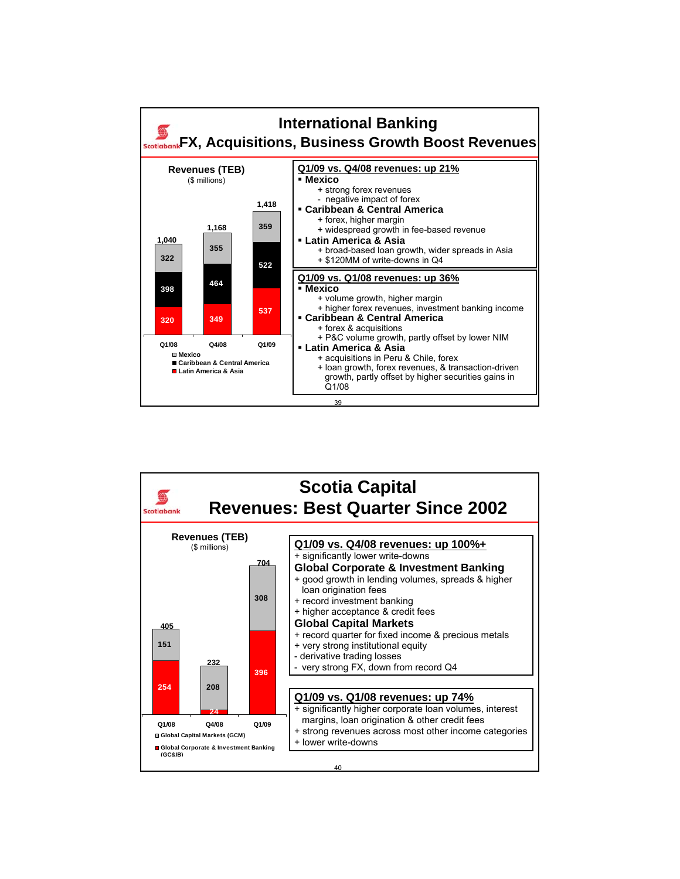# International Banking

## FX, Acquisitions, Business Growth Boost Revenues

**Revenues (TEB)**
($ millions)

1,040
322
398
320

1,168
355
464
349

1,418
359
522
537

Q1/08
Q4/08
Q1/09

Mexico
Caribbean & Central America
Latin America & Asia

**Q1/09 vs. Q4/08 revenues: up 21%**

- **Mexico**
  - \+ strong forex revenues
  - \- negative impact of forex
- **Caribbean & Central America**
  - \+ forex, higher margin
  - \+ widespread growth in fee-based revenue
- **Latin America & Asia**
  - \+ broad-based loan growth, wider spreads in Asia
  - \+ $120MM of write-downs in Q4

**Q1/09 vs. Q1/08 revenues: up 36%**

- **Mexico**
  - \+ volume growth, higher margin
  - \+ higher forex revenues, investment banking income
- **Caribbean & Central America**
  - \+ forex & acquisitions
  - \+ P&C volume growth, partly offset by lower NIM
- **Latin America & Asia**
  - \+ acquisitions in Peru & Chile, forex
  - \+ loan growth, forex revenues, & transaction-driven growth, partly offset by higher securities gains in Q1/08

# Scotia Capital

## Revenues: Best Quarter Since 2002

**Revenues (TEB)**
($ millions)

405
151
254

232
208
24

704
308
396

Q1/08
Q4/08
Q1/09

Global Capital Markets (GCM)
Global Corporate & Investment Banking (GC&IB)

**Q1/09 vs. Q4/08 revenues: up 100%+**

\+ significantly lower write-downs

**Global Corporate & Investment Banking**

\+ good growth in lending volumes, spreads & higher loan origination fees
\+ record investment banking
\+ higher acceptance & credit fees

**Global Capital Markets**

\+ record quarter for fixed income & precious metals
\+ very strong institutional equity
\- derivative trading losses
\- very strong FX, down from record Q4

**Q1/09 vs. Q1/08 revenues: up 74%**

\+ significantly higher corporate loan volumes, interest margins, loan origination & other credit fees
\+ strong revenues across most other income categories
\+ lower write-downs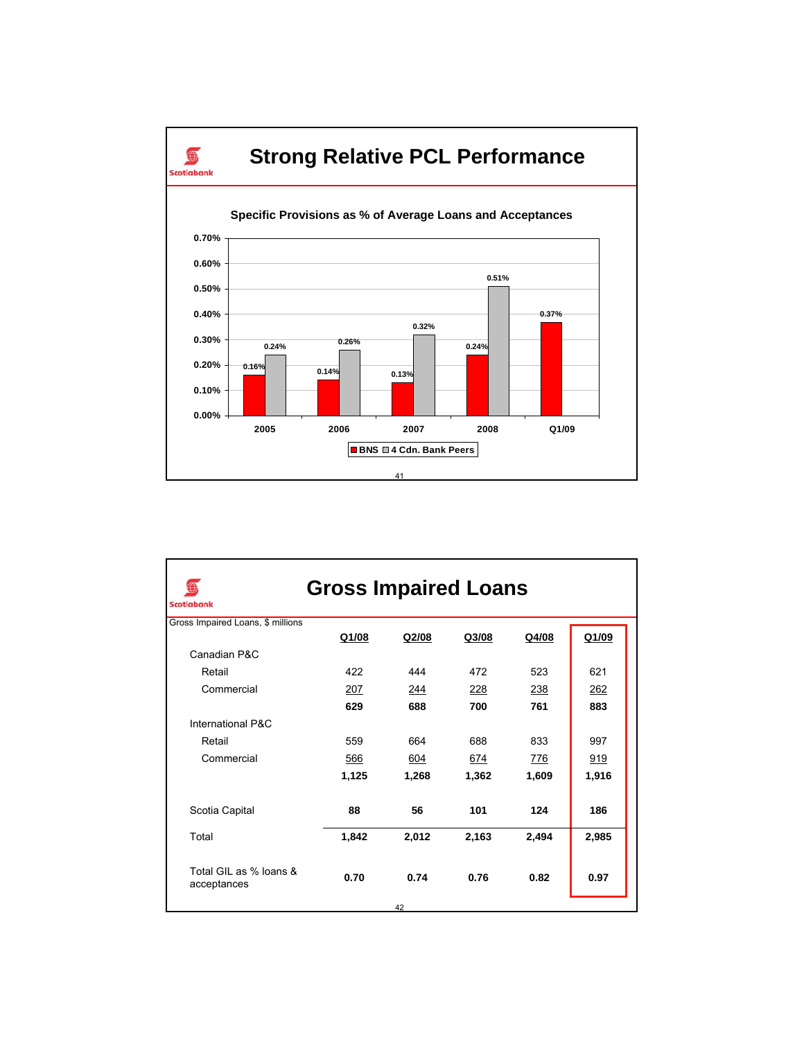# Strong Relative PCL Performance

**Specific Provisions as % of Average Loans and Acceptances**

| | 2005 | 2006 | 2007 | 2008 | Q1/09 |
|---|---|---|---|---|---|
| BNS | 0.16% | 0.14% | 0.13% | 0.24% | 0.37% |
| 4 Cdn. Bank Peers | 0.24% | 0.26% | 0.32% | 0.51% | |

# Gross Impaired Loans

Gross Impaired Loans, $ millions

| | Q1/08 | Q2/08 | Q3/08 | Q4/08 | Q1/09 |
|---|---|---|---|---|---|
| Canadian P&C | | | | | |
| Retail | 422 | 444 | 472 | 523 | 621 |
| Commercial | 207 | 244 | 228 | 238 | 262 |
| | **629** | **688** | **700** | **761** | **883** |
| International P&C | | | | | |
| Retail | 559 | 664 | 688 | 833 | 997 |
| Commercial | 566 | 604 | 674 | 776 | 919 |
| | **1,125** | **1,268** | **1,362** | **1,609** | **1,916** |
| Scotia Capital | **88** | **56** | **101** | **124** | **186** |
| Total | **1,842** | **2,012** | **2,163** | **2,494** | **2,985** |
| Total GIL as % loans & acceptances | **0.70** | **0.74** | **0.76** | **0.82** | **0.97** |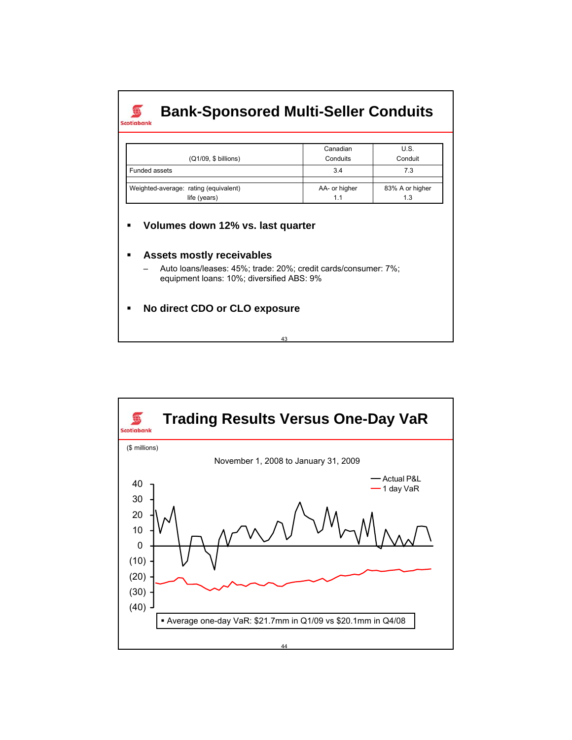# Bank-Sponsored Multi-Seller Conduits

| (Q1/09, $ billions) | Canadian Conduits | U.S. Conduit |
|---|---|---|
| Funded assets | 3.4 | 7.3 |
| Weighted-average: rating (equivalent) | AA- or higher | 83% A or higher |
| life (years) | 1.1 | 1.3 |

- **Volumes down 12% vs. last quarter**
- **Assets mostly receivables**
  - Auto loans/leases: 45%; trade: 20%; credit cards/consumer: 7%; equipment loans: 10%; diversified ABS: 9%
- **No direct CDO or CLO exposure**

# Trading Results Versus One-Day VaR

($ millions)

November 1, 2008 to January 31, 2009

Actual P&L
1 day VaR

40
30
20
10
0
(10)
(20)
(30)
(40)

- Average one-day VaR: $21.7mm in Q1/09 vs $20.1mm in Q4/08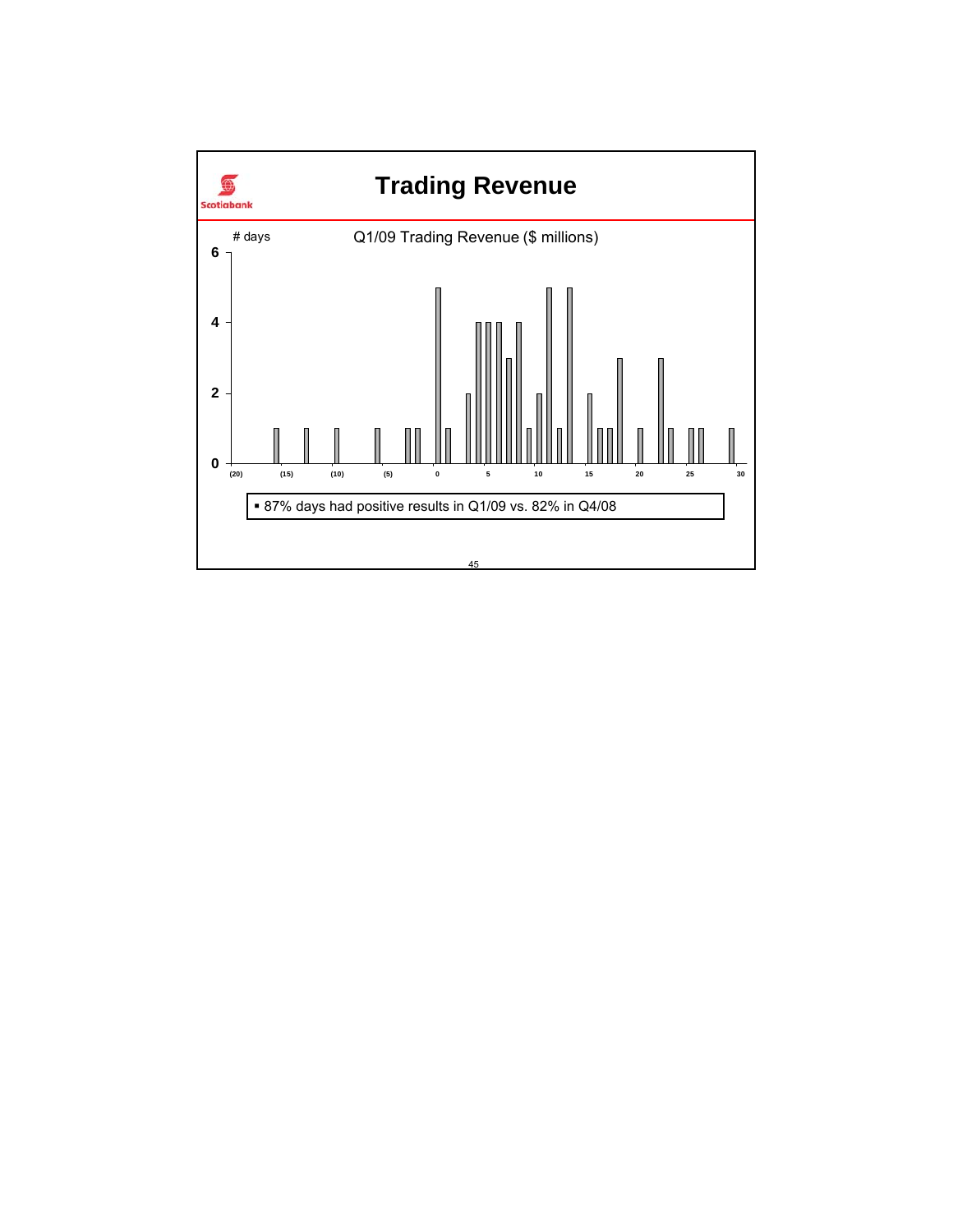Scotiabank

# Trading Revenue

Q1/09 Trading Revenue ($ millions)

# days

6

4

2

0

(20) (15) (10) (5) 0 5 10 15 20 25 30

- 87% days had positive results in Q1/09 vs. 82% in Q4/08